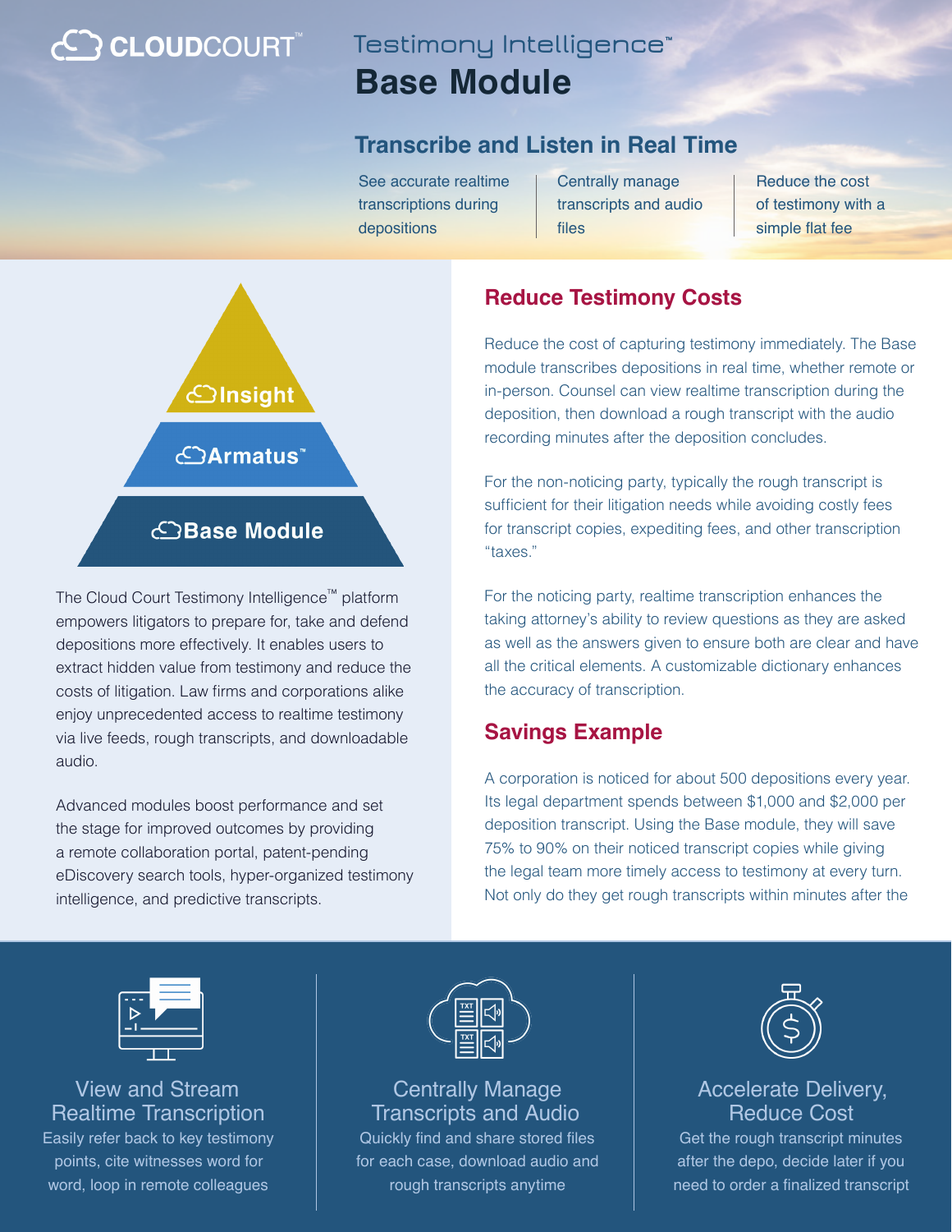CLOUDCOURT™

# Testimony Intelligence™ Base Module

## Transcribe and Listen in Real Time

See accurate realtime transcriptions during depositions

Centrally manage transcripts and audio files

Reduce the cost of testimony with a simple flat fee

Insight

Armatus™

Base Module

The Cloud Court Testimony Intelligence™ platform empowers litigators to prepare for, take and defend depositions more effectively. It enables users to extract hidden value from testimony and reduce the costs of litigation. Law firms and corporations alike enjoy unprecedented access to realtime testimony via live feeds, rough transcripts, and downloadable audio.

Advanced modules boost performance and set the stage for improved outcomes by providing a remote collaboration portal, patent-pending eDiscovery search tools, hyper-organized testimony intelligence, and predictive transcripts.

## Reduce Testimony Costs

Reduce the cost of capturing testimony immediately. The Base module transcribes depositions in real time, whether remote or in-person. Counsel can view realtime transcription during the deposition, then download a rough transcript with the audio recording minutes after the deposition concludes.

For the non-noticing party, typically the rough transcript is sufficient for their litigation needs while avoiding costly fees for transcript copies, expediting fees, and other transcription "taxes."

For the noticing party, realtime transcription enhances the taking attorney's ability to review questions as they are asked as well as the answers given to ensure both are clear and have all the critical elements. A customizable dictionary enhances the accuracy of transcription.

## Savings Example

A corporation is noticed for about 500 depositions every year. Its legal department spends between $1,000 and $2,000 per deposition transcript. Using the Base module, they will save 75% to 90% on their noticed transcript copies while giving the legal team more timely access to testimony at every turn. Not only do they get rough transcripts within minutes after the

### View and Stream Realtime Transcription

Easily refer back to key testimony points, cite witnesses word for word, loop in remote colleagues

### Centrally Manage Transcripts and Audio

Quickly find and share stored files for each case, download audio and rough transcripts anytime

### Accelerate Delivery, Reduce Cost

Get the rough transcript minutes after the depo, decide later if you need to order a finalized transcript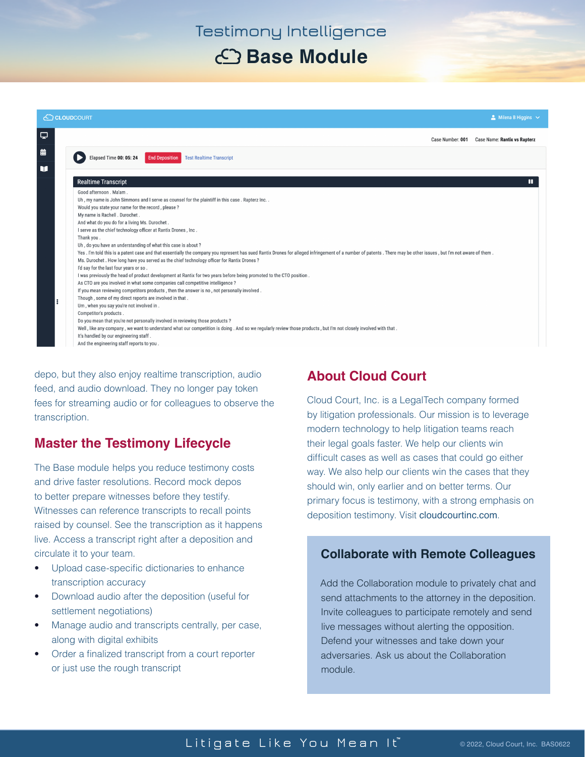# Testimony Intelligence

# Base Module

depo, but they also enjoy realtime transcription, audio feed, and audio download. They no longer pay token fees for streaming audio or for colleagues to observe the transcription.

## Master the Testimony Lifecycle

The Base module helps you reduce testimony costs and drive faster resolutions. Record mock depos to better prepare witnesses before they testify. Witnesses can reference transcripts to recall points raised by counsel. See the transcription as it happens live. Access a transcript right after a deposition and circulate it to your team.

- Upload case-specific dictionaries to enhance transcription accuracy
- Download audio after the deposition (useful for settlement negotiations)
- Manage audio and transcripts centrally, per case, along with digital exhibits
- Order a finalized transcript from a court reporter or just use the rough transcript

## About Cloud Court

Cloud Court, Inc. is a LegalTech company formed by litigation professionals. Our mission is to leverage modern technology to help litigation teams reach their legal goals faster. We help our clients win difficult cases as well as cases that could go either way. We also help our clients win the cases that they should win, only earlier and on better terms. Our primary focus is testimony, with a strong emphasis on deposition testimony. Visit cloudcourtinc.com.

### Collaborate with Remote Colleagues

Add the Collaboration module to privately chat and send attachments to the attorney in the deposition. Invite colleagues to participate remotely and send live messages without alerting the opposition. Defend your witnesses and take down your adversaries. Ask us about the Collaboration module.

Litigate Like You Mean It™

© 2022, Cloud Court, Inc. BAS0622